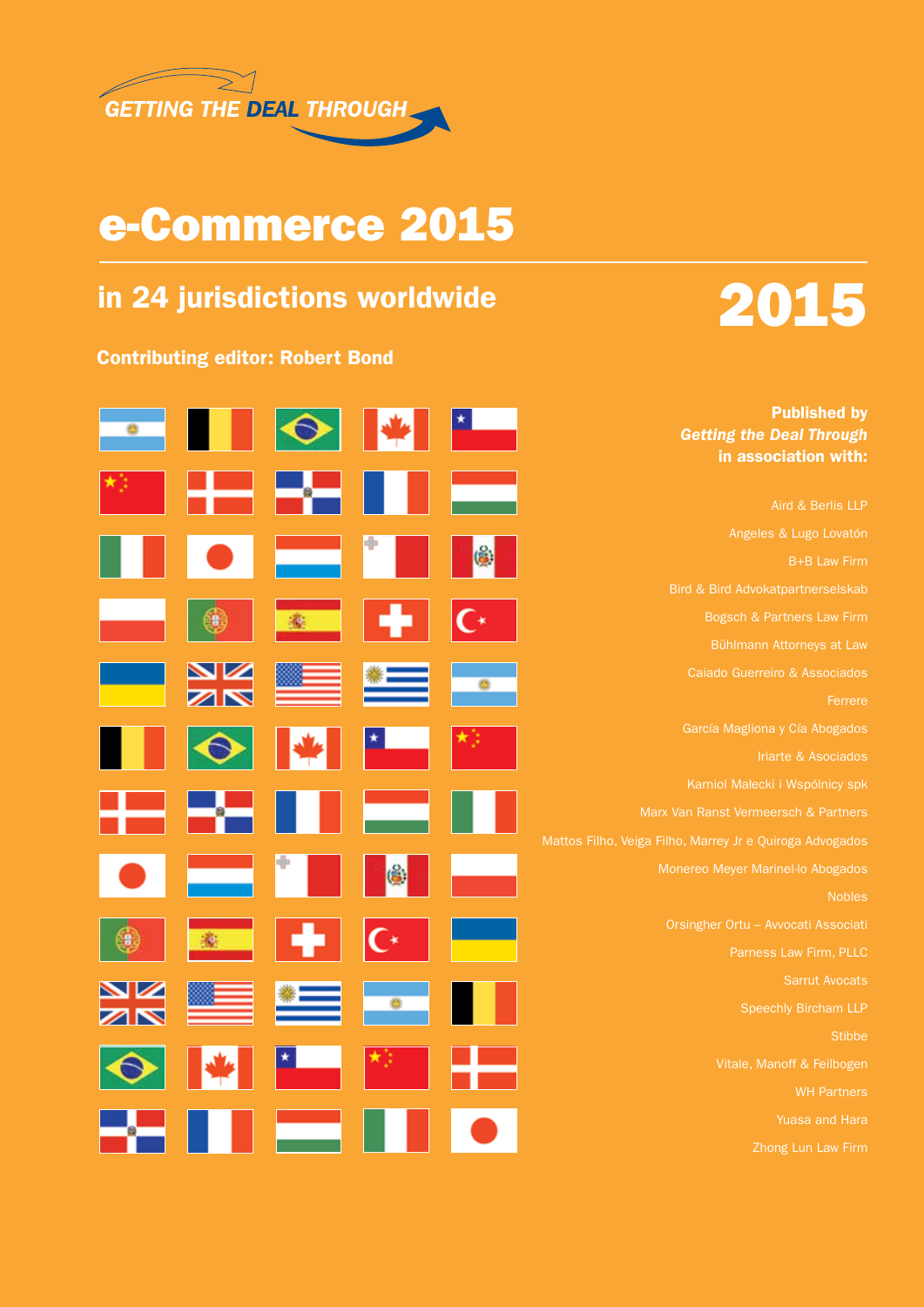GETTING THE DEAL THROUGH

# e-Commerce 2015

## in 24 jurisdictions worldwide

2015

**Contributing editor: Robert Bond**

**Published by**
***Getting the Deal Through***
**in association with:**

Aird & Berlis LLP

Angeles & Lugo Lovatón

B+B Law Firm

Bird & Bird Advokatpartnerselskab

Bogsch & Partners Law Firm

Bühlmann Attorneys at Law

Caiado Guerreiro & Associados

Ferrere

García Magliona y Cía Abogados

Iriarte & Asociados

Karniol Małecki i Wspólnicy spk

Marx Van Ranst Vermeersch & Partners

Mattos Filho, Veiga Filho, Marrey Jr e Quiroga Advogados

Monereo Meyer Marinel-lo Abogados

Nobles

Orsingher Ortu – Avvocati Associati

Parness Law Firm, PLLC

Sarrut Avocats

Speechly Bircham LLP

Stibbe

Vitale, Manoff & Feilbogen

WH Partners

Yuasa and Hara

Zhong Lun Law Firm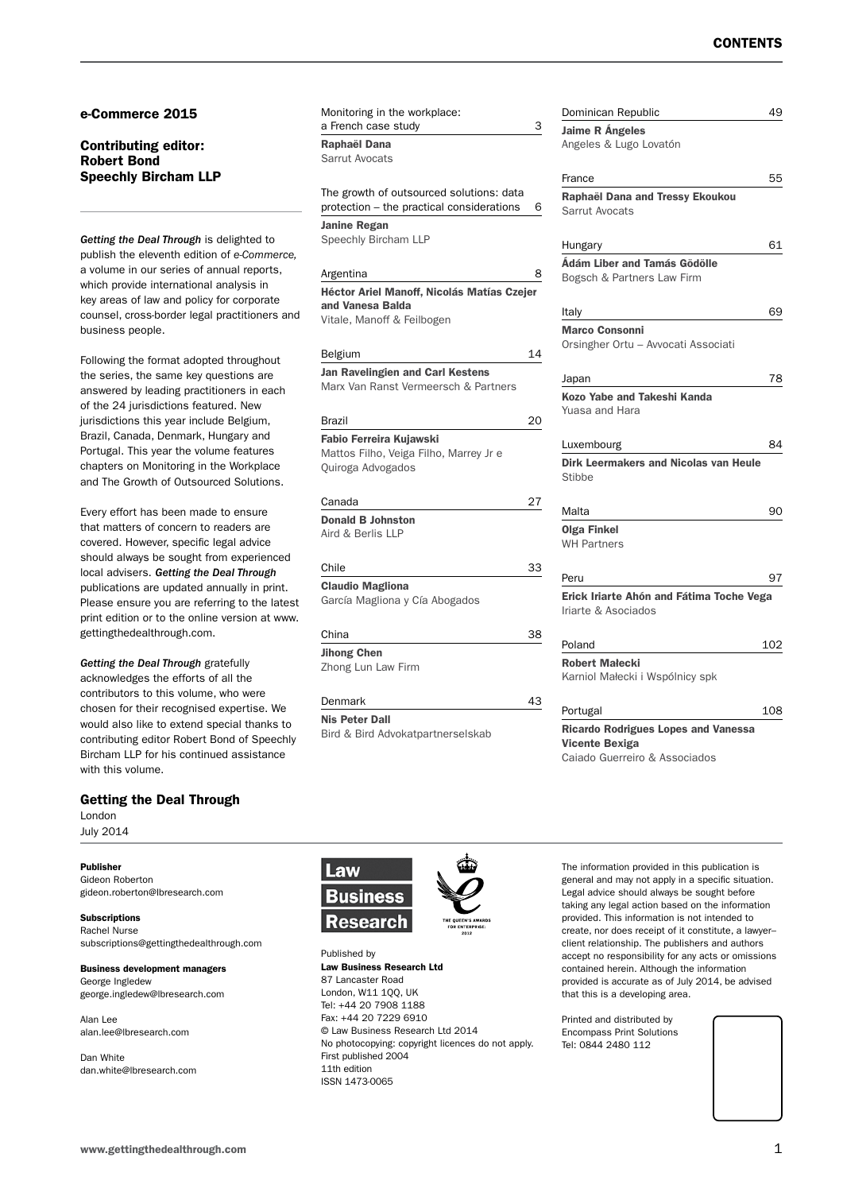# CONTENTS

## e-Commerce 2015

### Contributing editor: Robert Bond Speechly Bircham LLP

*Getting the Deal Through* is delighted to publish the eleventh edition of *e-Commerce,* a volume in our series of annual reports, which provide international analysis in key areas of law and policy for corporate counsel, cross-border legal practitioners and business people.

Following the format adopted throughout the series, the same key questions are answered by leading practitioners in each of the 24 jurisdictions featured. New jurisdictions this year include Belgium, Brazil, Canada, Denmark, Hungary and Portugal. This year the volume features chapters on Monitoring in the Workplace and The Growth of Outsourced Solutions.

Every effort has been made to ensure that matters of concern to readers are covered. However, specific legal advice should always be sought from experienced local advisers. *Getting the Deal Through* publications are updated annually in print. Please ensure you are referring to the latest print edition or to the online version at www.gettingthedealthrough.com.

*Getting the Deal Through* gratefully acknowledges the efforts of all the contributors to this volume, who were chosen for their recognised expertise. We would also like to extend special thanks to contributing editor Robert Bond of Speechly Bircham LLP for his continued assistance with this volume.

**Getting the Deal Through**
London
July 2014

Monitoring in the workplace: a French case study — 3
**Raphaël Dana**
Sarrut Avocats

The growth of outsourced solutions: data protection – the practical considerations — 6
**Janine Regan**
Speechly Bircham LLP

Argentina — 8
**Héctor Ariel Manoff, Nicolás Matías Czejer and Vanesa Balda**
Vitale, Manoff & Feilbogen

Belgium — 14
**Jan Ravelingien and Carl Kestens**
Marx Van Ranst Vermeersch & Partners

Brazil — 20
**Fabio Ferreira Kujawski**
Mattos Filho, Veiga Filho, Marrey Jr e Quiroga Advogados

Canada — 27
**Donald B Johnston**
Aird & Berlis LLP

Chile — 33
**Claudio Magliona**
García Magliona y Cía Abogados

China — 38
**Jihong Chen**
Zhong Lun Law Firm

Denmark — 43
**Nis Peter Dall**
Bird & Bird Advokatpartnerselskab

Dominican Republic — 49
**Jaime R Ángeles**
Angeles & Lugo Lovatón

France — 55
**Raphaël Dana and Tressy Ekoukou**
Sarrut Avocats

Hungary — 61
**Ádám Liber and Tamás Gödölle**
Bogsch & Partners Law Firm

Italy — 69
**Marco Consonni**
Orsingher Ortu – Avvocati Associati

Japan — 78
**Kozo Yabe and Takeshi Kanda**
Yuasa and Hara

Luxembourg — 84
**Dirk Leermakers and Nicolas van Heule**
Stibbe

Malta — 90
**Olga Finkel**
WH Partners

Peru — 97
**Erick Iriarte Ahón and Fátima Toche Vega**
Iriarte & Asociados

Poland — 102
**Robert Małecki**
Karniol Małecki i Wspólnicy spk

Portugal — 108
**Ricardo Rodrigues Lopes and Vanessa Vicente Bexiga**
Caiado Guerreiro & Associados

**Publisher**
Gideon Roberton
gideon.roberton@lbresearch.com

**Subscriptions**
Rachel Nurse
subscriptions@gettingthedealthrough.com

**Business development managers**
George Ingledew
george.ingledew@lbresearch.com

Alan Lee
alan.lee@lbresearch.com

Dan White
dan.white@lbresearch.com

Law Business Research

THE QUEEN'S AWARDS FOR ENTERPRISE: 2012

Published by
**Law Business Research Ltd**
87 Lancaster Road
London, W11 1QQ, UK
Tel: +44 20 7908 1188
Fax: +44 20 7229 6910
© Law Business Research Ltd 2014
No photocopying: copyright licences do not apply.
First published 2004
11th edition
ISSN 1473-0065

The information provided in this publication is general and may not apply in a specific situation. Legal advice should always be sought before taking any legal action based on the information provided. This information is not intended to create, nor does receipt of it constitute, a lawyer–client relationship. The publishers and authors accept no responsibility for any acts or omissions contained herein. Although the information provided is accurate as of July 2014, be advised that this is a developing area.

Printed and distributed by
Encompass Print Solutions
Tel: 0844 2480 112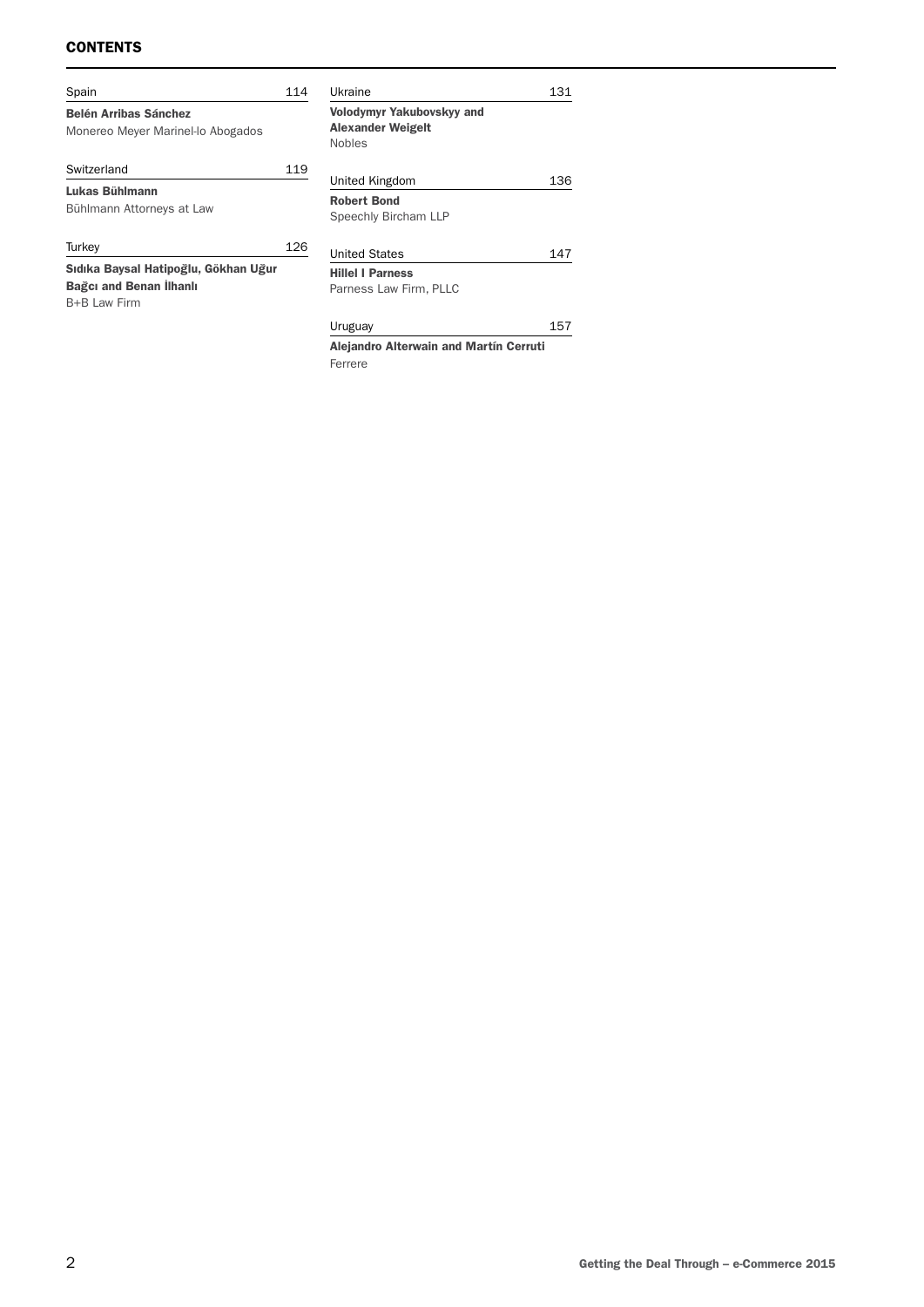## CONTENTS

Spain 114

**Belén Arribas Sánchez**
Monereo Meyer Marinel-lo Abogados

Switzerland 119

**Lukas Bühlmann**
Bühlmann Attorneys at Law

Turkey 126

**Sıdıka Baysal Hatipoğlu, Gökhan Uğur Bağcı and Benan İlhanlı**
B+B Law Firm

Ukraine 131

**Volodymyr Yakubovskyy and Alexander Weigelt**
Nobles

United Kingdom 136

**Robert Bond**
Speechly Bircham LLP

United States 147

**Hillel I Parness**
Parness Law Firm, PLLC

Uruguay 157

**Alejandro Alterwain and Martín Cerruti**
Ferrere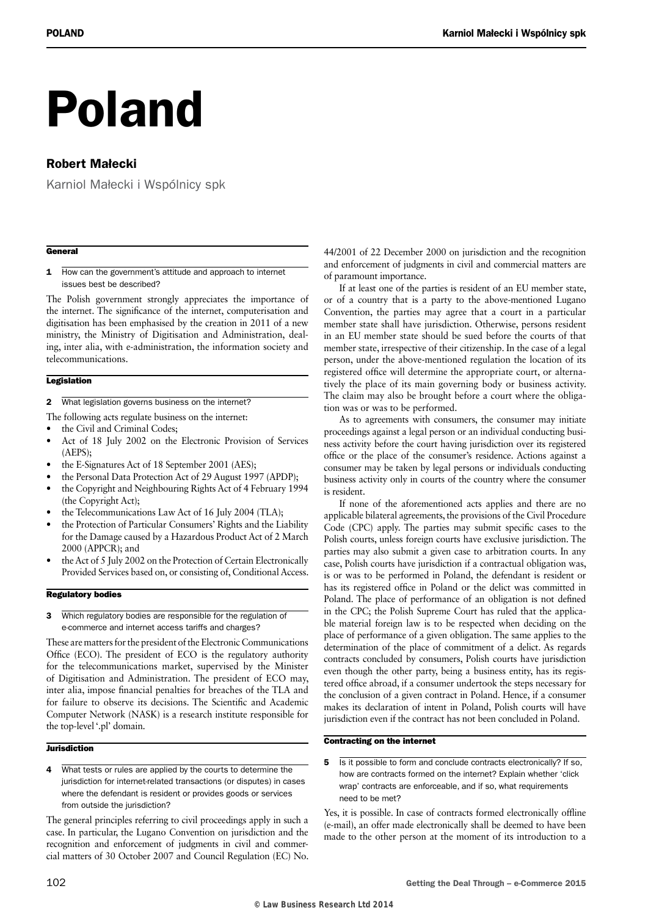# Poland

## Robert Małecki

Karniol Małecki i Wspólnicy spk

### General

**1** How can the government's attitude and approach to internet issues best be described?

The Polish government strongly appreciates the importance of the internet. The significance of the internet, computerisation and digitisation has been emphasised by the creation in 2011 of a new ministry, the Ministry of Digitisation and Administration, dealing, inter alia, with e-administration, the information society and telecommunications.

### Legislation

**2** What legislation governs business on the internet?

The following acts regulate business on the internet:

- the Civil and Criminal Codes;
- Act of 18 July 2002 on the Electronic Provision of Services (AEPS);
- the E-Signatures Act of 18 September 2001 (AES);
- the Personal Data Protection Act of 29 August 1997 (APDP);
- the Copyright and Neighbouring Rights Act of 4 February 1994 (the Copyright Act);
- the Telecommunications Law Act of 16 July 2004 (TLA);
- the Protection of Particular Consumers' Rights and the Liability for the Damage caused by a Hazardous Product Act of 2 March 2000 (APPCR); and
- the Act of 5 July 2002 on the Protection of Certain Electronically Provided Services based on, or consisting of, Conditional Access.

### Regulatory bodies

**3** Which regulatory bodies are responsible for the regulation of e-commerce and internet access tariffs and charges?

These are matters for the president of the Electronic Communications Office (ECO). The president of ECO is the regulatory authority for the telecommunications market, supervised by the Minister of Digitisation and Administration. The president of ECO may, inter alia, impose financial penalties for breaches of the TLA and for failure to observe its decisions. The Scientific and Academic Computer Network (NASK) is a research institute responsible for the top-level '.pl' domain.

### Jurisdiction

**4** What tests or rules are applied by the courts to determine the jurisdiction for internet-related transactions (or disputes) in cases where the defendant is resident or provides goods or services from outside the jurisdiction?

The general principles referring to civil proceedings apply in such a case. In particular, the Lugano Convention on jurisdiction and the recognition and enforcement of judgments in civil and commercial matters of 30 October 2007 and Council Regulation (EC) No. 44/2001 of 22 December 2000 on jurisdiction and the recognition and enforcement of judgments in civil and commercial matters are of paramount importance.

If at least one of the parties is resident of an EU member state, or of a country that is a party to the above-mentioned Lugano Convention, the parties may agree that a court in a particular member state shall have jurisdiction. Otherwise, persons resident in an EU member state should be sued before the courts of that member state, irrespective of their citizenship. In the case of a legal person, under the above-mentioned regulation the location of its registered office will determine the appropriate court, or alternatively the place of its main governing body or business activity. The claim may also be brought before a court where the obligation was or was to be performed.

As to agreements with consumers, the consumer may initiate proceedings against a legal person or an individual conducting business activity before the court having jurisdiction over its registered office or the place of the consumer's residence. Actions against a consumer may be taken by legal persons or individuals conducting business activity only in courts of the country where the consumer is resident.

If none of the aforementioned acts applies and there are no applicable bilateral agreements, the provisions of the Civil Procedure Code (CPC) apply. The parties may submit specific cases to the Polish courts, unless foreign courts have exclusive jurisdiction. The parties may also submit a given case to arbitration courts. In any case, Polish courts have jurisdiction if a contractual obligation was, is or was to be performed in Poland, the defendant is resident or has its registered office in Poland or the delict was committed in Poland. The place of performance of an obligation is not defined in the CPC; the Polish Supreme Court has ruled that the applicable material foreign law is to be respected when deciding on the place of performance of a given obligation. The same applies to the determination of the place of commitment of a delict. As regards contracts concluded by consumers, Polish courts have jurisdiction even though the other party, being a business entity, has its registered office abroad, if a consumer undertook the steps necessary for the conclusion of a given contract in Poland. Hence, if a consumer makes its declaration of intent in Poland, Polish courts will have jurisdiction even if the contract has not been concluded in Poland.

### Contracting on the internet

**5** Is it possible to form and conclude contracts electronically? If so, how are contracts formed on the internet? Explain whether 'click wrap' contracts are enforceable, and if so, what requirements need to be met?

Yes, it is possible. In case of contracts formed electronically offline (e-mail), an offer made electronically shall be deemed to have been made to the other person at the moment of its introduction to a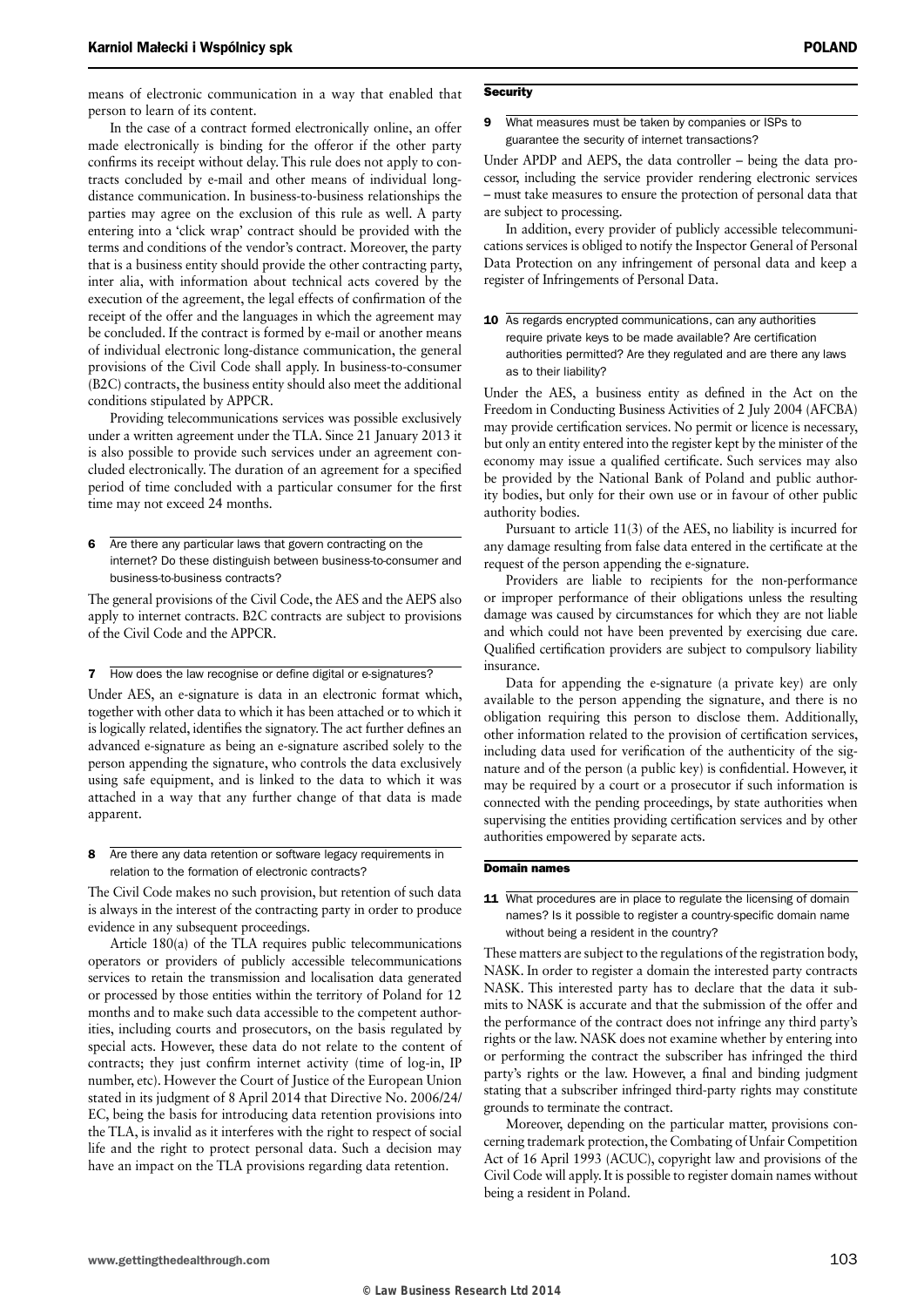means of electronic communication in a way that enabled that person to learn of its content.

In the case of a contract formed electronically online, an offer made electronically is binding for the offeror if the other party confirms its receipt without delay. This rule does not apply to contracts concluded by e-mail and other means of individual long-distance communication. In business-to-business relationships the parties may agree on the exclusion of this rule as well. A party entering into a 'click wrap' contract should be provided with the terms and conditions of the vendor's contract. Moreover, the party that is a business entity should provide the other contracting party, inter alia, with information about technical acts covered by the execution of the agreement, the legal effects of confirmation of the receipt of the offer and the languages in which the agreement may be concluded. If the contract is formed by e-mail or another means of individual electronic long-distance communication, the general provisions of the Civil Code shall apply. In business-to-consumer (B2C) contracts, the business entity should also meet the additional conditions stipulated by APPCR.

Providing telecommunications services was possible exclusively under a written agreement under the TLA. Since 21 January 2013 it is also possible to provide such services under an agreement concluded electronically. The duration of an agreement for a specified period of time concluded with a particular consumer for the first time may not exceed 24 months.

**6 Are there any particular laws that govern contracting on the internet? Do these distinguish between business-to-consumer and business-to-business contracts?**

The general provisions of the Civil Code, the AES and the AEPS also apply to internet contracts. B2C contracts are subject to provisions of the Civil Code and the APPCR.

**7 How does the law recognise or define digital or e-signatures?**

Under AES, an e-signature is data in an electronic format which, together with other data to which it has been attached or to which it is logically related, identifies the signatory. The act further defines an advanced e-signature as being an e-signature ascribed solely to the person appending the signature, who controls the data exclusively using safe equipment, and is linked to the data to which it was attached in a way that any further change of that data is made apparent.

**8 Are there any data retention or software legacy requirements in relation to the formation of electronic contracts?**

The Civil Code makes no such provision, but retention of such data is always in the interest of the contracting party in order to produce evidence in any subsequent proceedings.

Article 180(a) of the TLA requires public telecommunications operators or providers of publicly accessible telecommunications services to retain the transmission and localisation data generated or processed by those entities within the territory of Poland for 12 months and to make such data accessible to the competent authorities, including courts and prosecutors, on the basis regulated by special acts. However, these data do not relate to the content of contracts; they just confirm internet activity (time of log-in, IP number, etc). However the Court of Justice of the European Union stated in its judgment of 8 April 2014 that Directive No. 2006/24/EC, being the basis for introducing data retention provisions into the TLA, is invalid as it interferes with the right to respect of social life and the right to protect personal data. Such a decision may have an impact on the TLA provisions regarding data retention.

## Security

**9 What measures must be taken by companies or ISPs to guarantee the security of internet transactions?**

Under APDP and AEPS, the data controller – being the data processor, including the service provider rendering electronic services – must take measures to ensure the protection of personal data that are subject to processing.

In addition, every provider of publicly accessible telecommunications services is obliged to notify the Inspector General of Personal Data Protection on any infringement of personal data and keep a register of Infringements of Personal Data.

**10 As regards encrypted communications, can any authorities require private keys to be made available? Are certification authorities permitted? Are they regulated and are there any laws as to their liability?**

Under the AES, a business entity as defined in the Act on the Freedom in Conducting Business Activities of 2 July 2004 (AFCBA) may provide certification services. No permit or licence is necessary, but only an entity entered into the register kept by the minister of the economy may issue a qualified certificate. Such services may also be provided by the National Bank of Poland and public authority bodies, but only for their own use or in favour of other public authority bodies.

Pursuant to article 11(3) of the AES, no liability is incurred for any damage resulting from false data entered in the certificate at the request of the person appending the e-signature.

Providers are liable to recipients for the non-performance or improper performance of their obligations unless the resulting damage was caused by circumstances for which they are not liable and which could not have been prevented by exercising due care. Qualified certification providers are subject to compulsory liability insurance.

Data for appending the e-signature (a private key) are only available to the person appending the signature, and there is no obligation requiring this person to disclose them. Additionally, other information related to the provision of certification services, including data used for verification of the authenticity of the signature and of the person (a public key) is confidential. However, it may be required by a court or a prosecutor if such information is connected with the pending proceedings, by state authorities when supervising the entities providing certification services and by other authorities empowered by separate acts.

## Domain names

**11 What procedures are in place to regulate the licensing of domain names? Is it possible to register a country-specific domain name without being a resident in the country?**

These matters are subject to the regulations of the registration body, NASK. In order to register a domain the interested party contracts NASK. This interested party has to declare that the data it submits to NASK is accurate and that the submission of the offer and the performance of the contract does not infringe any third party's rights or the law. NASK does not examine whether by entering into or performing the contract the subscriber has infringed the third party's rights or the law. However, a final and binding judgment stating that a subscriber infringed third-party rights may constitute grounds to terminate the contract.

Moreover, depending on the particular matter, provisions concerning trademark protection, the Combating of Unfair Competition Act of 16 April 1993 (ACUC), copyright law and provisions of the Civil Code will apply. It is possible to register domain names without being a resident in Poland.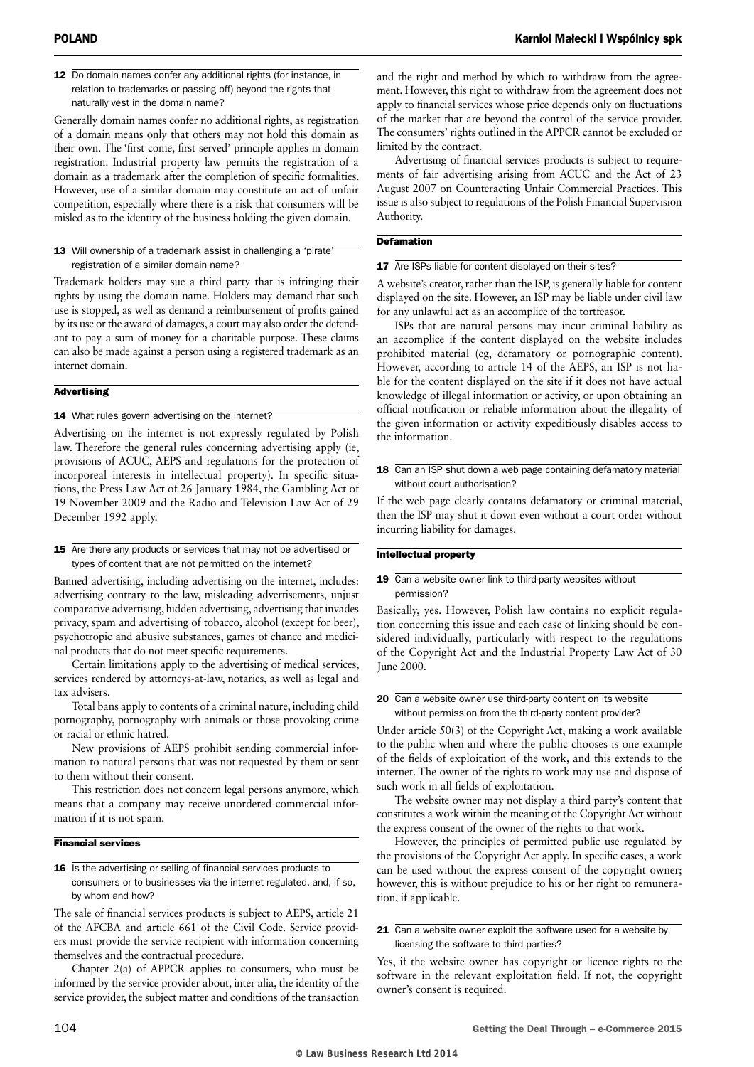**12** Do domain names confer any additional rights (for instance, in relation to trademarks or passing off) beyond the rights that naturally vest in the domain name?

Generally domain names confer no additional rights, as registration of a domain means only that others may not hold this domain as their own. The 'first come, first served' principle applies in domain registration. Industrial property law permits the registration of a domain as a trademark after the completion of specific formalities. However, use of a similar domain may constitute an act of unfair competition, especially where there is a risk that consumers will be misled as to the identity of the business holding the given domain.

**13** Will ownership of a trademark assist in challenging a 'pirate' registration of a similar domain name?

Trademark holders may sue a third party that is infringing their rights by using the domain name. Holders may demand that such use is stopped, as well as demand a reimbursement of profits gained by its use or the award of damages, a court may also order the defendant to pay a sum of money for a charitable purpose. These claims can also be made against a person using a registered trademark as an internet domain.

## Advertising

**14** What rules govern advertising on the internet?

Advertising on the internet is not expressly regulated by Polish law. Therefore the general rules concerning advertising apply (ie, provisions of ACUC, AEPS and regulations for the protection of incorporeal interests in intellectual property). In specific situations, the Press Law Act of 26 January 1984, the Gambling Act of 19 November 2009 and the Radio and Television Law Act of 29 December 1992 apply.

**15** Are there any products or services that may not be advertised or types of content that are not permitted on the internet?

Banned advertising, including advertising on the internet, includes: advertising contrary to the law, misleading advertisements, unjust comparative advertising, hidden advertising, advertising that invades privacy, spam and advertising of tobacco, alcohol (except for beer), psychotropic and abusive substances, games of chance and medicinal products that do not meet specific requirements.

Certain limitations apply to the advertising of medical services, services rendered by attorneys-at-law, notaries, as well as legal and tax advisers.

Total bans apply to contents of a criminal nature, including child pornography, pornography with animals or those provoking crime or racial or ethnic hatred.

New provisions of AEPS prohibit sending commercial information to natural persons that was not requested by them or sent to them without their consent.

This restriction does not concern legal persons anymore, which means that a company may receive unordered commercial information if it is not spam.

## Financial services

**16** Is the advertising or selling of financial services products to consumers or to businesses via the internet regulated, and, if so, by whom and how?

The sale of financial services products is subject to AEPS, article 21 of the AFCBA and article 661 of the Civil Code. Service providers must provide the service recipient with information concerning themselves and the contractual procedure.

Chapter 2(a) of APPCR applies to consumers, who must be informed by the service provider about, inter alia, the identity of the service provider, the subject matter and conditions of the transaction and the right and method by which to withdraw from the agreement. However, this right to withdraw from the agreement does not apply to financial services whose price depends only on fluctuations of the market that are beyond the control of the service provider. The consumers' rights outlined in the APPCR cannot be excluded or limited by the contract.

Advertising of financial services products is subject to requirements of fair advertising arising from ACUC and the Act of 23 August 2007 on Counteracting Unfair Commercial Practices. This issue is also subject to regulations of the Polish Financial Supervision Authority.

## Defamation

**17** Are ISPs liable for content displayed on their sites?

A website's creator, rather than the ISP, is generally liable for content displayed on the site. However, an ISP may be liable under civil law for any unlawful act as an accomplice of the tortfeasor.

ISPs that are natural persons may incur criminal liability as an accomplice if the content displayed on the website includes prohibited material (eg, defamatory or pornographic content). However, according to article 14 of the AEPS, an ISP is not liable for the content displayed on the site if it does not have actual knowledge of illegal information or activity, or upon obtaining an official notification or reliable information about the illegality of the given information or activity expeditiously disables access to the information.

**18** Can an ISP shut down a web page containing defamatory material without court authorisation?

If the web page clearly contains defamatory or criminal material, then the ISP may shut it down even without a court order without incurring liability for damages.

## Intellectual property

**19** Can a website owner link to third-party websites without permission?

Basically, yes. However, Polish law contains no explicit regulation concerning this issue and each case of linking should be considered individually, particularly with respect to the regulations of the Copyright Act and the Industrial Property Law Act of 30 June 2000.

**20** Can a website owner use third-party content on its website without permission from the third-party content provider?

Under article 50(3) of the Copyright Act, making a work available to the public when and where the public chooses is one example of the fields of exploitation of the work, and this extends to the internet. The owner of the rights to work may use and dispose of such work in all fields of exploitation.

The website owner may not display a third party's content that constitutes a work within the meaning of the Copyright Act without the express consent of the owner of the rights to that work.

However, the principles of permitted public use regulated by the provisions of the Copyright Act apply. In specific cases, a work can be used without the express consent of the copyright owner; however, this is without prejudice to his or her right to remuneration, if applicable.

**21** Can a website owner exploit the software used for a website by licensing the software to third parties?

Yes, if the website owner has copyright or licence rights to the software in the relevant exploitation field. If not, the copyright owner's consent is required.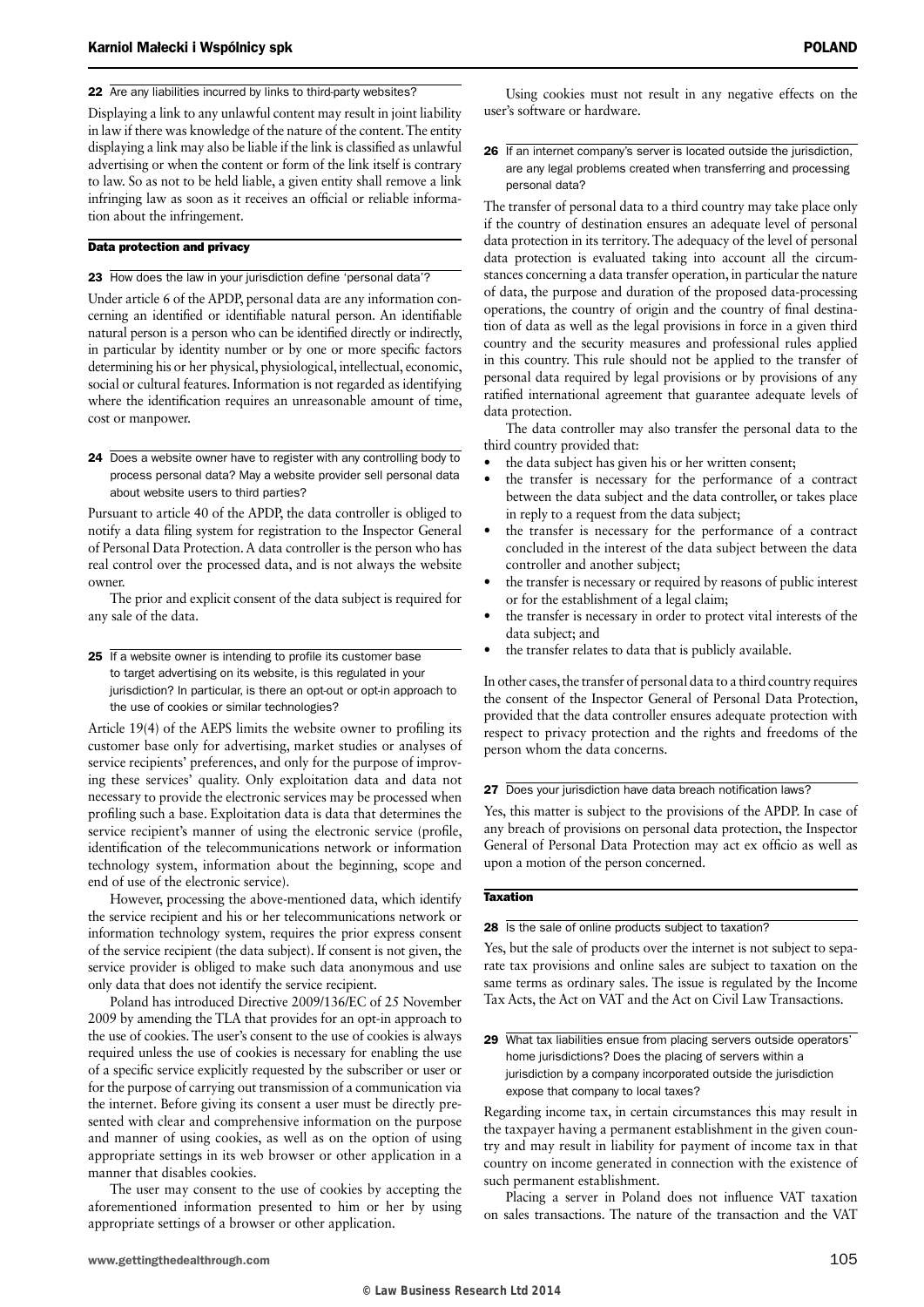**22 Are any liabilities incurred by links to third-party websites?**

Displaying a link to any unlawful content may result in joint liability in law if there was knowledge of the nature of the content. The entity displaying a link may also be liable if the link is classified as unlawful advertising or when the content or form of the link itself is contrary to law. So as not to be held liable, a given entity shall remove a link infringing law as soon as it receives an official or reliable information about the infringement.

## Data protection and privacy

**23 How does the law in your jurisdiction define 'personal data'?**

Under article 6 of the APDP, personal data are any information concerning an identified or identifiable natural person. An identifiable natural person is a person who can be identified directly or indirectly, in particular by identity number or by one or more specific factors determining his or her physical, physiological, intellectual, economic, social or cultural features. Information is not regarded as identifying where the identification requires an unreasonable amount of time, cost or manpower.

**24 Does a website owner have to register with any controlling body to process personal data? May a website provider sell personal data about website users to third parties?**

Pursuant to article 40 of the APDP, the data controller is obliged to notify a data filing system for registration to the Inspector General of Personal Data Protection. A data controller is the person who has real control over the processed data, and is not always the website owner.

The prior and explicit consent of the data subject is required for any sale of the data.

**25 If a website owner is intending to profile its customer base to target advertising on its website, is this regulated in your jurisdiction? In particular, is there an opt-out or opt-in approach to the use of cookies or similar technologies?**

Article 19(4) of the AEPS limits the website owner to profiling its customer base only for advertising, market studies or analyses of service recipients' preferences, and only for the purpose of improving these services' quality. Only exploitation data and data not necessary to provide the electronic services may be processed when profiling such a base. Exploitation data is data that determines the service recipient's manner of using the electronic service (profile, identification of the telecommunications network or information technology system, information about the beginning, scope and end of use of the electronic service).

However, processing the above-mentioned data, which identify the service recipient and his or her telecommunications network or information technology system, requires the prior express consent of the service recipient (the data subject). If consent is not given, the service provider is obliged to make such data anonymous and use only data that does not identify the service recipient.

Poland has introduced Directive 2009/136/EC of 25 November 2009 by amending the TLA that provides for an opt-in approach to the use of cookies. The user's consent to the use of cookies is always required unless the use of cookies is necessary for enabling the use of a specific service explicitly requested by the subscriber or user or for the purpose of carrying out transmission of a communication via the internet. Before giving its consent a user must be directly presented with clear and comprehensive information on the purpose and manner of using cookies, as well as on the option of using appropriate settings in its web browser or other application in a manner that disables cookies.

The user may consent to the use of cookies by accepting the aforementioned information presented to him or her by using appropriate settings of a browser or other application.

Using cookies must not result in any negative effects on the user's software or hardware.

**26 If an internet company's server is located outside the jurisdiction, are any legal problems created when transferring and processing personal data?**

The transfer of personal data to a third country may take place only if the country of destination ensures an adequate level of personal data protection in its territory. The adequacy of the level of personal data protection is evaluated taking into account all the circumstances concerning a data transfer operation, in particular the nature of data, the purpose and duration of the proposed data-processing operations, the country of origin and the country of final destination of data as well as the legal provisions in force in a given third country and the security measures and professional rules applied in this country. This rule should not be applied to the transfer of personal data required by legal provisions or by provisions of any ratified international agreement that guarantee adequate levels of data protection.

The data controller may also transfer the personal data to the third country provided that:

- the data subject has given his or her written consent;
- the transfer is necessary for the performance of a contract between the data subject and the data controller, or takes place in reply to a request from the data subject;
- the transfer is necessary for the performance of a contract concluded in the interest of the data subject between the data controller and another subject;
- the transfer is necessary or required by reasons of public interest or for the establishment of a legal claim;
- the transfer is necessary in order to protect vital interests of the data subject; and
- the transfer relates to data that is publicly available.

In other cases, the transfer of personal data to a third country requires the consent of the Inspector General of Personal Data Protection, provided that the data controller ensures adequate protection with respect to privacy protection and the rights and freedoms of the person whom the data concerns.

**27 Does your jurisdiction have data breach notification laws?**

Yes, this matter is subject to the provisions of the APDP. In case of any breach of provisions on personal data protection, the Inspector General of Personal Data Protection may act ex officio as well as upon a motion of the person concerned.

## Taxation

**28 Is the sale of online products subject to taxation?**

Yes, but the sale of products over the internet is not subject to separate tax provisions and online sales are subject to taxation on the same terms as ordinary sales. The issue is regulated by the Income Tax Acts, the Act on VAT and the Act on Civil Law Transactions.

**29 What tax liabilities ensue from placing servers outside operators' home jurisdictions? Does the placing of servers within a jurisdiction by a company incorporated outside the jurisdiction expose that company to local taxes?**

Regarding income tax, in certain circumstances this may result in the taxpayer having a permanent establishment in the given country and may result in liability for payment of income tax in that country on income generated in connection with the existence of such permanent establishment.

Placing a server in Poland does not influence VAT taxation on sales transactions. The nature of the transaction and the VAT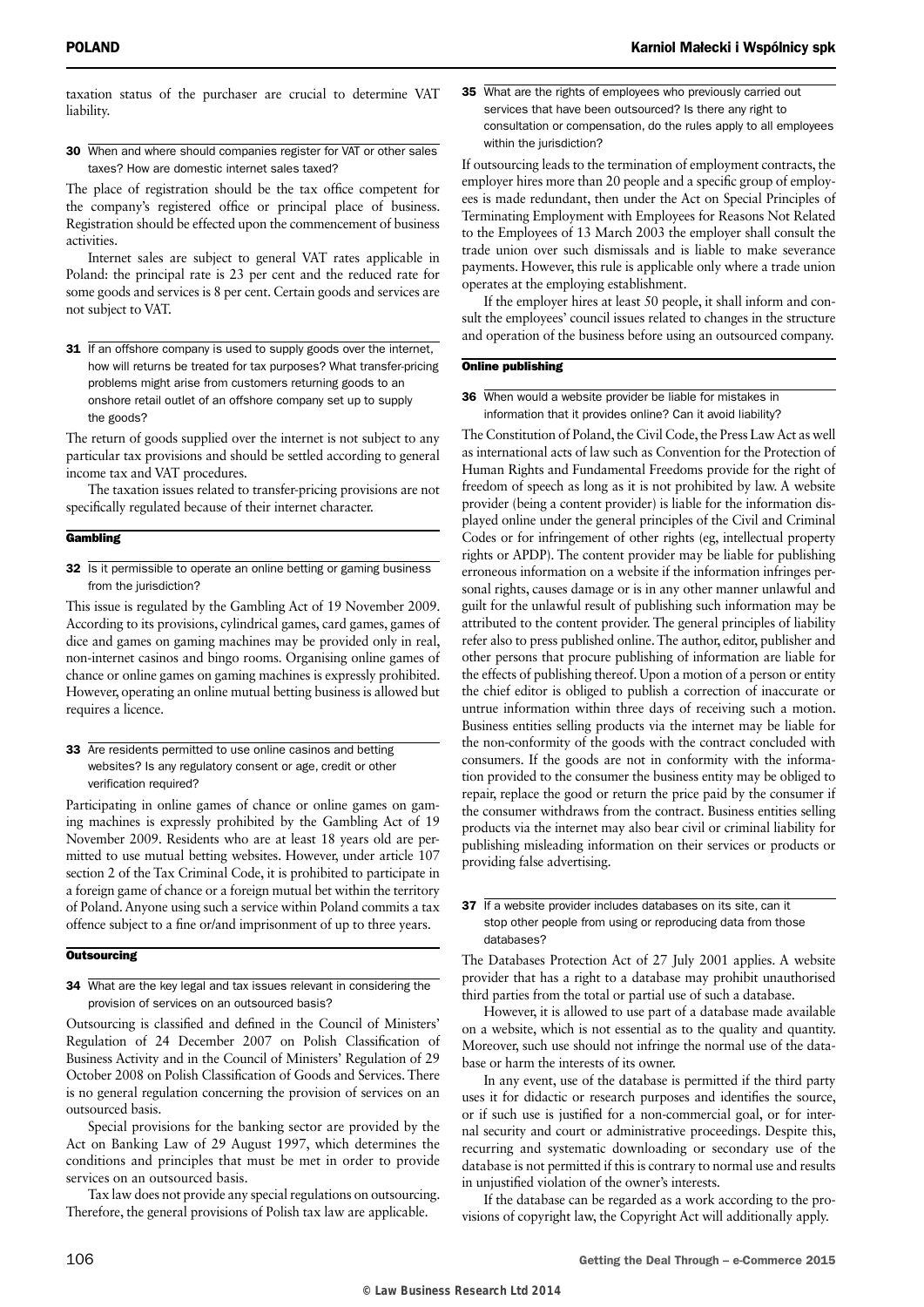taxation status of the purchaser are crucial to determine VAT liability.

**30 When and where should companies register for VAT or other sales taxes? How are domestic internet sales taxed?**

The place of registration should be the tax office competent for the company's registered office or principal place of business. Registration should be effected upon the commencement of business activities.

Internet sales are subject to general VAT rates applicable in Poland: the principal rate is 23 per cent and the reduced rate for some goods and services is 8 per cent. Certain goods and services are not subject to VAT.

**31 If an offshore company is used to supply goods over the internet, how will returns be treated for tax purposes? What transfer-pricing problems might arise from customers returning goods to an onshore retail outlet of an offshore company set up to supply the goods?**

The return of goods supplied over the internet is not subject to any particular tax provisions and should be settled according to general income tax and VAT procedures.

The taxation issues related to transfer-pricing provisions are not specifically regulated because of their internet character.

## Gambling

**32 Is it permissible to operate an online betting or gaming business from the jurisdiction?**

This issue is regulated by the Gambling Act of 19 November 2009. According to its provisions, cylindrical games, card games, games of dice and games on gaming machines may be provided only in real, non-internet casinos and bingo rooms. Organising online games of chance or online games on gaming machines is expressly prohibited. However, operating an online mutual betting business is allowed but requires a licence.

**33 Are residents permitted to use online casinos and betting websites? Is any regulatory consent or age, credit or other verification required?**

Participating in online games of chance or online games on gaming machines is expressly prohibited by the Gambling Act of 19 November 2009. Residents who are at least 18 years old are permitted to use mutual betting websites. However, under article 107 section 2 of the Tax Criminal Code, it is prohibited to participate in a foreign game of chance or a foreign mutual bet within the territory of Poland. Anyone using such a service within Poland commits a tax offence subject to a fine or/and imprisonment of up to three years.

## Outsourcing

**34 What are the key legal and tax issues relevant in considering the provision of services on an outsourced basis?**

Outsourcing is classified and defined in the Council of Ministers' Regulation of 24 December 2007 on Polish Classification of Business Activity and in the Council of Ministers' Regulation of 29 October 2008 on Polish Classification of Goods and Services. There is no general regulation concerning the provision of services on an outsourced basis.

Special provisions for the banking sector are provided by the Act on Banking Law of 29 August 1997, which determines the conditions and principles that must be met in order to provide services on an outsourced basis.

Tax law does not provide any special regulations on outsourcing. Therefore, the general provisions of Polish tax law are applicable.

**35 What are the rights of employees who previously carried out services that have been outsourced? Is there any right to consultation or compensation, do the rules apply to all employees within the jurisdiction?**

If outsourcing leads to the termination of employment contracts, the employer hires more than 20 people and a specific group of employees is made redundant, then under the Act on Special Principles of Terminating Employment with Employees for Reasons Not Related to the Employees of 13 March 2003 the employer shall consult the trade union over such dismissals and is liable to make severance payments. However, this rule is applicable only where a trade union operates at the employing establishment.

If the employer hires at least 50 people, it shall inform and consult the employees' council issues related to changes in the structure and operation of the business before using an outsourced company.

## Online publishing

**36 When would a website provider be liable for mistakes in information that it provides online? Can it avoid liability?**

The Constitution of Poland, the Civil Code, the Press Law Act as well as international acts of law such as Convention for the Protection of Human Rights and Fundamental Freedoms provide for the right of freedom of speech as long as it is not prohibited by law. A website provider (being a content provider) is liable for the information displayed online under the general principles of the Civil and Criminal Codes or for infringement of other rights (eg, intellectual property rights or APDP). The content provider may be liable for publishing erroneous information on a website if the information infringes personal rights, causes damage or is in any other manner unlawful and guilt for the unlawful result of publishing such information may be attributed to the content provider. The general principles of liability refer also to press published online. The author, editor, publisher and other persons that procure publishing of information are liable for the effects of publishing thereof. Upon a motion of a person or entity the chief editor is obliged to publish a correction of inaccurate or untrue information within three days of receiving such a motion. Business entities selling products via the internet may be liable for the non-conformity of the goods with the contract concluded with consumers. If the goods are not in conformity with the information provided to the consumer the business entity may be obliged to repair, replace the good or return the price paid by the consumer if the consumer withdraws from the contract. Business entities selling products via the internet may also bear civil or criminal liability for publishing misleading information on their services or products or providing false advertising.

**37 If a website provider includes databases on its site, can it stop other people from using or reproducing data from those databases?**

The Databases Protection Act of 27 July 2001 applies. A website provider that has a right to a database may prohibit unauthorised third parties from the total or partial use of such a database.

However, it is allowed to use part of a database made available on a website, which is not essential as to the quality and quantity. Moreover, such use should not infringe the normal use of the database or harm the interests of its owner.

In any event, use of the database is permitted if the third party uses it for didactic or research purposes and identifies the source, or if such use is justified for a non-commercial goal, or for internal security and court or administrative proceedings. Despite this, recurring and systematic downloading or secondary use of the database is not permitted if this is contrary to normal use and results in unjustified violation of the owner's interests.

If the database can be regarded as a work according to the provisions of copyright law, the Copyright Act will additionally apply.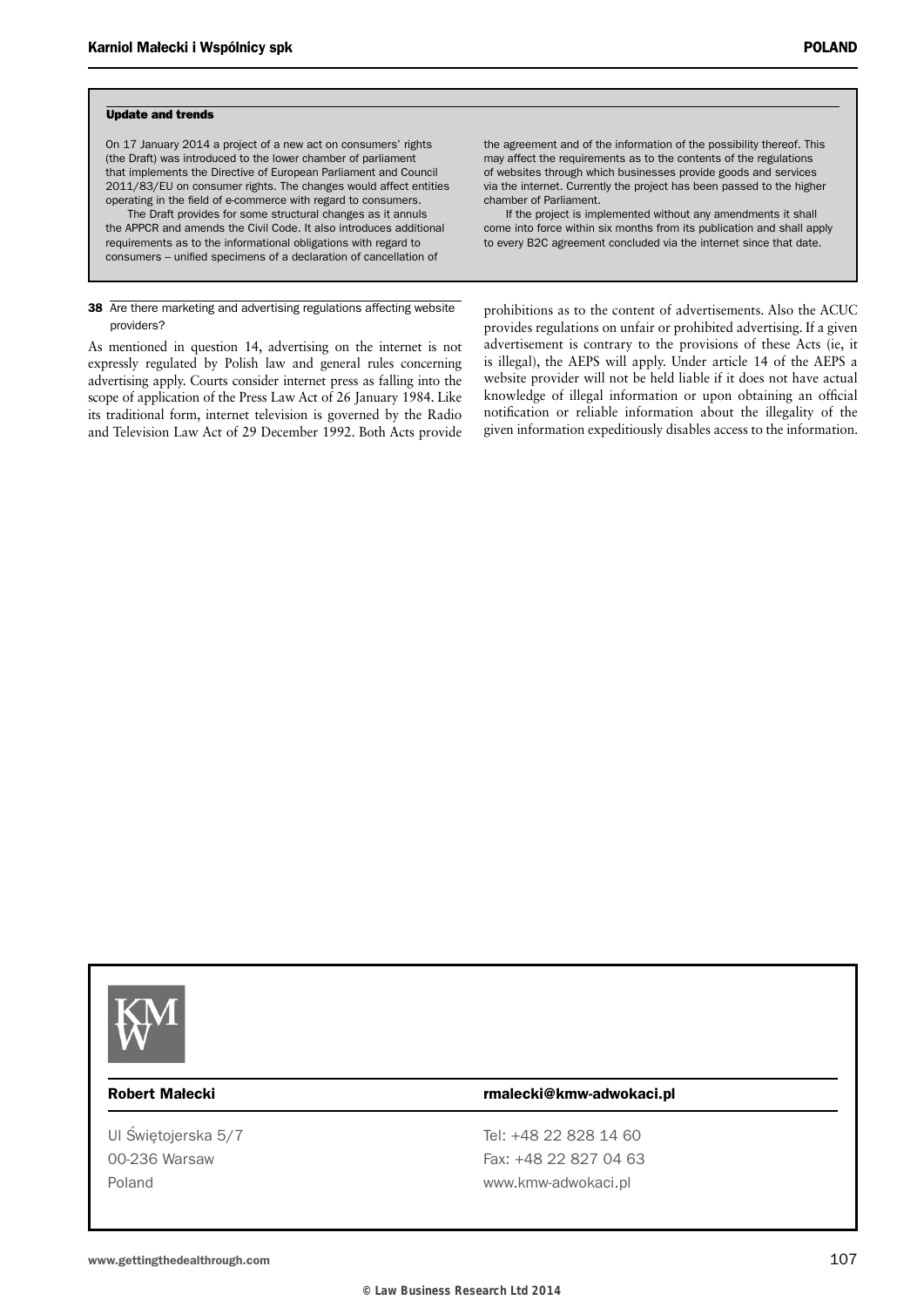### Update and trends

On 17 January 2014 a project of a new act on consumers' rights (the Draft) was introduced to the lower chamber of parliament that implements the Directive of European Parliament and Council 2011/83/EU on consumer rights. The changes would affect entities operating in the field of e-commerce with regard to consumers.

The Draft provides for some structural changes as it annuls the APPCR and amends the Civil Code. It also introduces additional requirements as to the informational obligations with regard to consumers – unified specimens of a declaration of cancellation of the agreement and of the information of the possibility thereof. This may affect the requirements as to the contents of the regulations of websites through which businesses provide goods and services via the internet. Currently the project has been passed to the higher chamber of Parliament.

If the project is implemented without any amendments it shall come into force within six months from its publication and shall apply to every B2C agreement concluded via the internet since that date.

**38 Are there marketing and advertising regulations affecting website providers?**

As mentioned in question 14, advertising on the internet is not expressly regulated by Polish law and general rules concerning advertising apply. Courts consider internet press as falling into the scope of application of the Press Law Act of 26 January 1984. Like its traditional form, internet television is governed by the Radio and Television Law Act of 29 December 1992. Both Acts provide prohibitions as to the content of advertisements. Also the ACUC provides regulations on unfair or prohibited advertising. If a given advertisement is contrary to the provisions of these Acts (ie, it is illegal), the AEPS will apply. Under article 14 of the AEPS a website provider will not be held liable if it does not have actual knowledge of illegal information or upon obtaining an official notification or reliable information about the illegality of the given information expeditiously disables access to the information.

KMW

**Robert Małecki** | rmalecki@kmw-adwokaci.pl

Ul Świętojerska 5/7
00-236 Warsaw
Poland

Tel: +48 22 828 14 60
Fax: +48 22 827 04 63
www.kmw-adwokaci.pl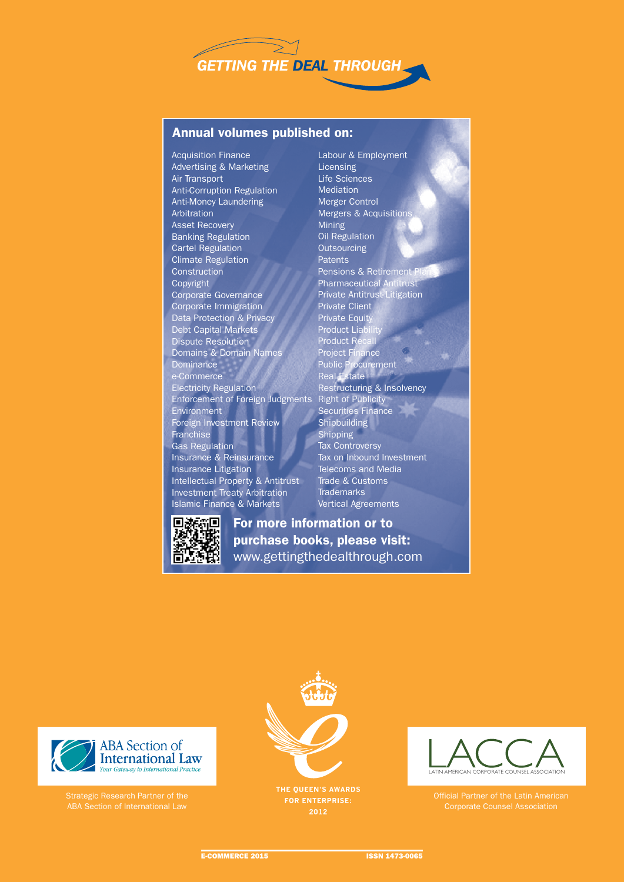# GETTING THE DEAL THROUGH

## Annual volumes published on:

Acquisition Finance
Advertising & Marketing
Air Transport
Anti-Corruption Regulation
Anti-Money Laundering
Arbitration
Asset Recovery
Banking Regulation
Cartel Regulation
Climate Regulation
Construction
Copyright
Corporate Governance
Corporate Immigration
Data Protection & Privacy
Debt Capital Markets
Dispute Resolution
Domains & Domain Names
Dominance
e-Commerce
Electricity Regulation
Enforcement of Foreign Judgments
Environment
Foreign Investment Review
Franchise
Gas Regulation
Insurance & Reinsurance
Insurance Litigation
Intellectual Property & Antitrust
Investment Treaty Arbitration
Islamic Finance & Markets
Labour & Employment
Licensing
Life Sciences
Mediation
Merger Control
Mergers & Acquisitions
Mining
Oil Regulation
Outsourcing
Patents
Pensions & Retirement Plans
Pharmaceutical Antitrust
Private Antitrust Litigation
Private Client
Private Equity
Product Liability
Product Recall
Project Finance
Public Procurement
Real Estate
Restructuring & Insolvency
Right of Publicity
Securities Finance
Shipbuilding
Shipping
Tax Controversy
Tax on Inbound Investment
Telecoms and Media
Trade & Customs
Trademarks
Vertical Agreements

**For more information or to purchase books, please visit:**
www.gettingthedealthrough.com

ABA Section of International Law
*Your Gateway to International Practice*

Strategic Research Partner of the ABA Section of International Law

THE QUEEN'S AWARDS FOR ENTERPRISE: 2012

LACCA
LATIN AMERICAN CORPORATE COUNSEL ASSOCIATION

Official Partner of the Latin American Corporate Counsel Association

E-COMMERCE 2015 ISSN 1473-0065